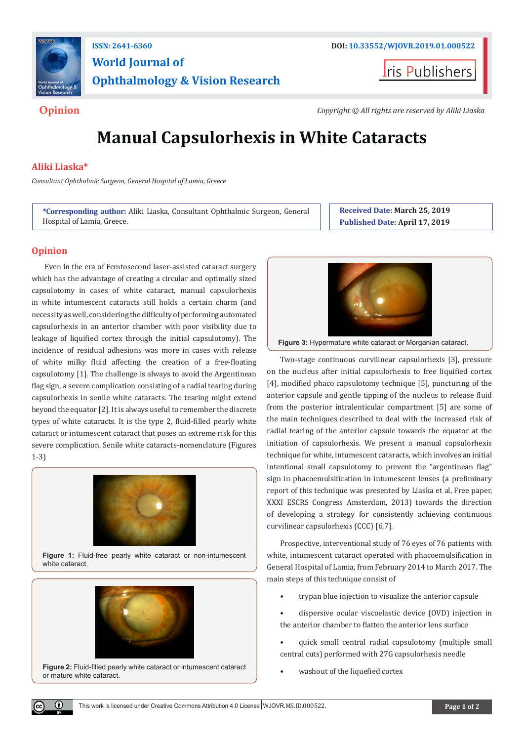ISSN: 2641-6360

DOI: 10.33552/WJOVR.2019.01.000522

# World Journal of Ophthalmology & Vision Research

Iris Publishers

**Opinion**

*Copyright © All rights are reserved by Aliki Liaska*

# Manual Capsulorhexis in White Cataracts

**Aliki Liaska***

*Consultant Ophthalmic Surgeon, General Hospital of Lamia, Greece*

**\*Corresponding author:** Aliki Liaska, Consultant Ophthalmic Surgeon, General Hospital of Lamia, Greece.

**Received Date:** March 25, 2019

**Published Date:** April 17, 2019

## Opinion

Even in the era of Femtosecond laser-assisted cataract surgery which has the advantage of creating a circular and optimally sized capsulotomy in cases of white cataract, manual capsulorhexis in white intumescent cataracts still holds a certain charm (and necessity as well, considering the difficulty of performing automated capsulorhexis in an anterior chamber with poor visibility due to leakage of liquified cortex through the initial capsulotomy). The incidence of residual adhesions was more in cases with release of white milky fluid affecting the creation of a free-floating capsulotomy [1]. The challenge is always to avoid the Argentinean flag sign, a severe complication consisting of a radial tearing during capsulorhexis in senile white cataracts. The tearing might extend beyond the equator [2]. It is always useful to remember the discrete types of white cataracts. It is the type 2, fluid-filled pearly white cataract or intumescent cataract that poses an extreme risk for this severe complication. Senile white cataracts-nomenclature (Figures 1-3)

Figure 1: Fluid-free pearly white cataract or non-intumescent white cataract.

Figure 2: Fluid-filled pearly white cataract or intumescent cataract or mature white cataract.

Figure 3: Hypermature white cataract or Morganian cataract.

Two-stage continuous curvilinear capsulorhexis [3], pressure on the nucleus after initial capsulorhexis to free liquified cortex [4], modified phaco capsulotomy technique [5], puncturing of the anterior capsule and gentle tipping of the nucleus to release fluid from the posterior intralenticular compartment [5] are some of the main techniques described to deal with the increased risk of radial tearing of the anterior capsule towards the equator at the initiation of capsulorhexis. We present a manual capsulorhexis technique for white, intumescent cataracts, which involves an initial intentional small capsulotomy to prevent the "argentinean flag" sign in phacoemulsification in intumescent lenses (a preliminary report of this technique was presented by Liaska et al, Free paper, XXXI ESCRS Congress Amsterdam, 2013) towards the direction of developing a strategy for consistently achieving continuous curvilinear capsulorhexis (CCC) [6,7].

Prospective, interventional study of 76 eyes of 76 patients with white, intumescent cataract operated with phacoemulsification in General Hospital of Lamia, from February 2014 to March 2017. The main steps of this technique consist of

- trypan blue injection to visualize the anterior capsule
- dispersive ocular viscoelastic device (OVD) injection in the anterior chamber to flatten the anterior lens surface
- quick small central radial capsulotomy (multiple small central cuts) performed with 27G capsulorhexis needle
- washout of the liquefied cortex

This work is licensed under Creative Commons Attribution 4.0 License | WJOVR.MS.ID.000522.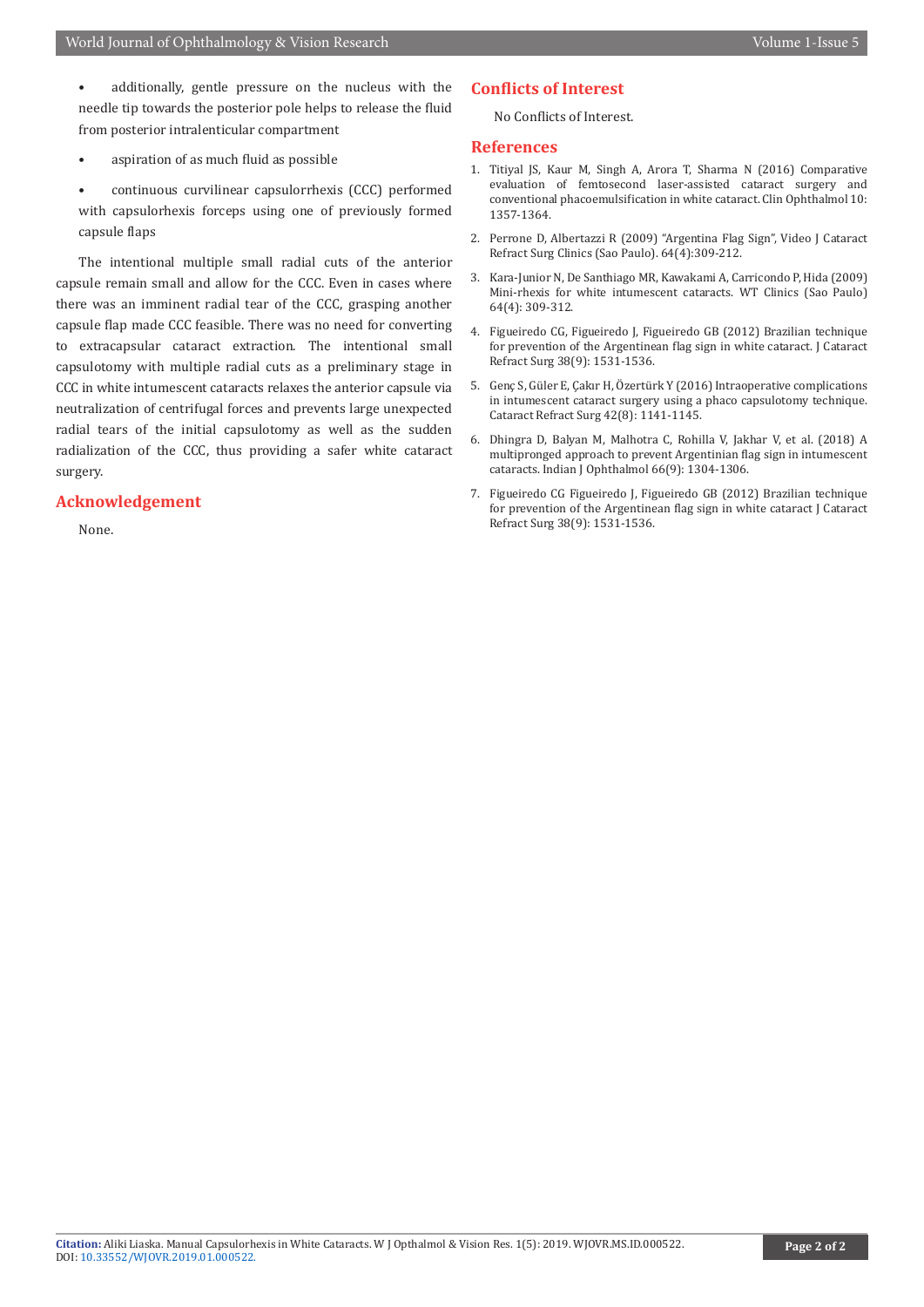- additionally, gentle pressure on the nucleus with the needle tip towards the posterior pole helps to release the fluid from posterior intralenticular compartment
- aspiration of as much fluid as possible
- continuous curvilinear capsulorrhexis (CCC) performed with capsulorhexis forceps using one of previously formed capsule flaps

The intentional multiple small radial cuts of the anterior capsule remain small and allow for the CCC. Even in cases where there was an imminent radial tear of the CCC, grasping another capsule flap made CCC feasible. There was no need for converting to extracapsular cataract extraction. The intentional small capsulotomy with multiple radial cuts as a preliminary stage in CCC in white intumescent cataracts relaxes the anterior capsule via neutralization of centrifugal forces and prevents large unexpected radial tears of the initial capsulotomy as well as the sudden radialization of the CCC, thus providing a safer white cataract surgery.

## Acknowledgement

None.

## Conflicts of Interest

No Conflicts of Interest.

## References

1. Titiyal JS, Kaur M, Singh A, Arora T, Sharma N (2016) Comparative evaluation of femtosecond laser-assisted cataract surgery and conventional phacoemulsification in white cataract. Clin Ophthalmol 10: 1357-1364.
2. Perrone D, Albertazzi R (2009) "Argentina Flag Sign", Video J Cataract Refract Surg Clinics (Sao Paulo). 64(4):309-212.
3. Kara-Junior N, De Santhiago MR, Kawakami A, Carricondo P, Hida (2009) Mini-rhexis for white intumescent cataracts. WT Clinics (Sao Paulo) 64(4): 309-312.
4. Figueiredo CG, Figueiredo J, Figueiredo GB (2012) Brazilian technique for prevention of the Argentinean flag sign in white cataract. J Cataract Refract Surg 38(9): 1531-1536.
5. Genç S, Güler E, Çakır H, Özertürk Y (2016) Intraoperative complications in intumescent cataract surgery using a phaco capsulotomy technique. Cataract Refract Surg 42(8): 1141-1145.
6. Dhingra D, Balyan M, Malhotra C, Rohilla V, Jakhar V, et al. (2018) A multipronged approach to prevent Argentinian flag sign in intumescent cataracts. Indian J Ophthalmol 66(9): 1304-1306.
7. Figueiredo CG Figueiredo J, Figueiredo GB (2012) Brazilian technique for prevention of the Argentinean flag sign in white cataract J Cataract Refract Surg 38(9): 1531-1536.

**Citation:** Aliki Liaska. Manual Capsulorhexis in White Cataracts. W J Opthalmol & Vision Res. 1(5): 2019. WJOVR.MS.ID.000522. DOI: 10.33552/WJOVR.2019.01.000522.